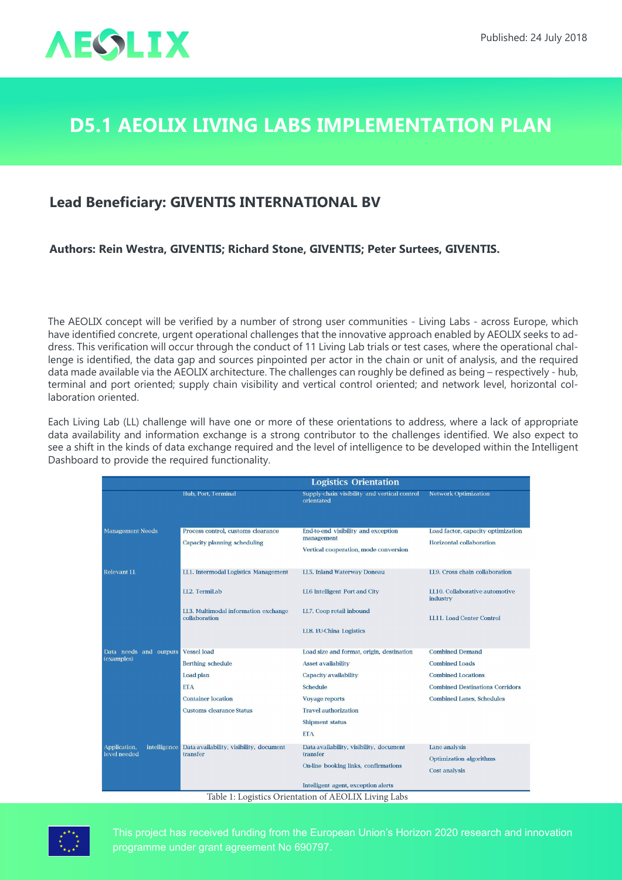Published: 24 July 2018

# D5.1 AEOLIX LIVING LABS IMPLEMENTATION PLAN

## Lead Beneficiary: GIVENTIS INTERNATIONAL BV

**Authors: Rein Westra, GIVENTIS; Richard Stone, GIVENTIS; Peter Surtees, GIVENTIS.**

The AEOLIX concept will be verified by a number of strong user communities - Living Labs - across Europe, which have identified concrete, urgent operational challenges that the innovative approach enabled by AEOLIX seeks to address. This verification will occur through the conduct of 11 Living Lab trials or test cases, where the operational challenge is identified, the data gap and sources pinpointed per actor in the chain or unit of analysis, and the required data made available via the AEOLIX architecture. The challenges can roughly be defined as being – respectively - hub, terminal and port oriented; supply chain visibility and vertical control oriented; and network level, horizontal collaboration oriented.

Each Living Lab (LL) challenge will have one or more of these orientations to address, where a lack of appropriate data availability and information exchange is a strong contributor to the challenges identified. We also expect to see a shift in the kinds of data exchange required and the level of intelligence to be developed within the Intelligent Dashboard to provide the required functionality.

| | Logistics Orientation | | |
|---|---|---|---|
| | Hub, Port, Terminal | Supply-chain visibility and vertical control orientated | Network Optimization |
| Management Needs | Process control, customs clearance<br>Capacity planning scheduling | End-to-end visibility and exception management<br>Vertical cooperation, mode conversion | Load factor, capacity optimization<br>Horizontal collaboration |
| Relevant LL | LL1. Intermodal Logistics Management<br>LL2. TermiLab<br>LL3. Multimodal information exchange collaboration | LL5. Inland Waterway Doneau<br>LL6 Intelligent Port and City<br>LL7. Coop retail inbound<br>LL8. EU-China Logistics | LL9. Cross chain collaboration<br>LL10. Collaborative automotive industry<br>LL11. Load Center Control |
| Data needs and outputs (examples) | Vessel load<br>Berthing schedule<br>Load plan<br>ETA<br>Container location<br>Customs clearance Status | Load size and format, origin, destination<br>Asset availability<br>Capacity availability<br>Schedule<br>Voyage reports<br>Travel authorization<br>Shipment status<br>ETA | Combined Demand<br>Combined Loads<br>Combined Locations<br>Combined Destinations Corridors<br>Combined Lanes, Schedules |
| Application, intelligence level needed | Data availability, visibility, document transfer | Data availability, visibility, document transfer<br>On-line booking links, confirmations<br>Intelligent agent, exception alerts | Lane analysis<br>Optimization algorithms<br>Cost analysis |

Table 1: Logistics Orientation of AEOLIX Living Labs

This project has received funding from the European Union's Horizon 2020 research and innovation programme under grant agreement No 690797.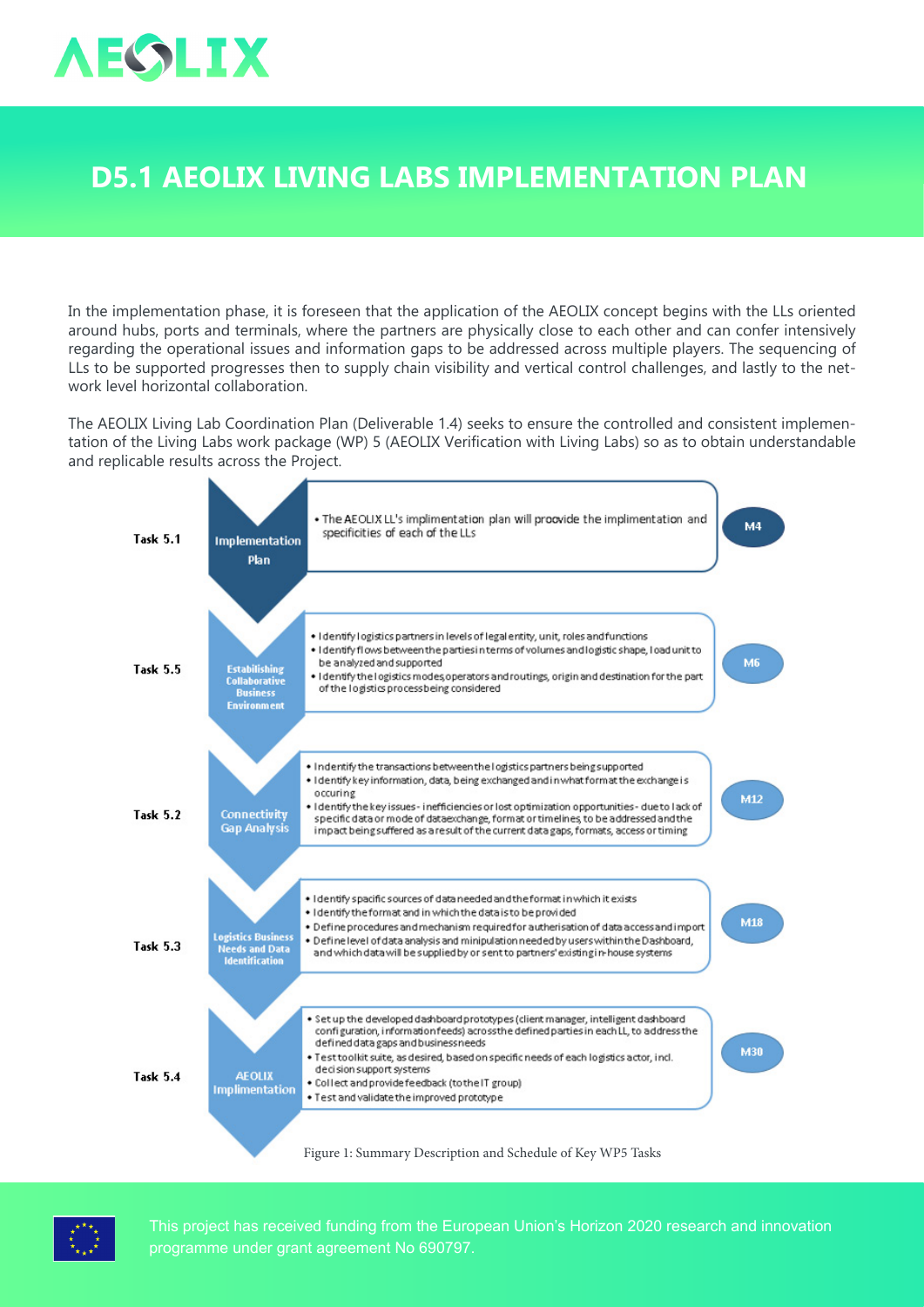# D5.1 AEOLIX LIVING LABS IMPLEMENTATION PLAN

In the implementation phase, it is foreseen that the application of the AEOLIX concept begins with the LLs oriented around hubs, ports and terminals, where the partners are physically close to each other and can confer intensively regarding the operational issues and information gaps to be addressed across multiple players. The sequencing of LLs to be supported progresses then to supply chain visibility and vertical control challenges, and lastly to the network level horizontal collaboration.

The AEOLIX Living Lab Coordination Plan (Deliverable 1.4) seeks to ensure the controlled and consistent implementation of the Living Labs work package (WP) 5 (AEOLIX Verification with Living Labs) so as to obtain understandable and replicable results across the Project.

Task 5.1

Implementation Plan

- The AEOLIX LL's implimentation plan will proovide the implimentation and specificities of each of the LLs

M4

Task 5.5

Estabilishing Collaborative Business Environment

- Identify logistics partners in levels of legal entity, unit, roles and functions
- Identify flows between the parties in terms of volumes and logistic shape, load unit to be analyzed and supported
- Identify the logistics modes, operators and routings, origin and destination for the part of the logistics process being considered

M6

Task 5.2

Connectivity Gap Analysis

- Indentify the transactions between the logistics partners being supported
- Identify key information, data, being exchanged and in what format the exchange is occuring
- Identify the key issues - inefficiencies or lost optimization opportunities - due to lack of specific data or mode of data exchange, format or timelines, to be addressed and the impact being suffered as a result of the current data gaps, formats, access or timing

M12

Task 5.3

Logistics Business Needs and Data Identification

- Identify spacific sources of data needed and the format in which it exists
- Identify the format and in which the data is to be provided
- Define procedures and mechanism required for autherisation of data access and import
- Define level of data analysis and minipulation needed by users within the Dashboard, and which data will be supplied by or sent to partners' existing in-house systems

M18

Task 5.4

AEOLIX Implimentation

- Set up the developed dashboard prototypes (client manager, intelligent dashboard configuration, information feeds) across the defined parties in each LL, to address the defined data gaps and business needs
- Test toolkit suite, as desired, based on specific needs of each logistics actor, incl. decision support systems
- Collect and provide feedback (to the IT group)
- Test and validate the improved prototype

M30

Figure 1: Summary Description and Schedule of Key WP5 Tasks

This project has received funding from the European Union's Horizon 2020 research and innovation programme under grant agreement No 690797.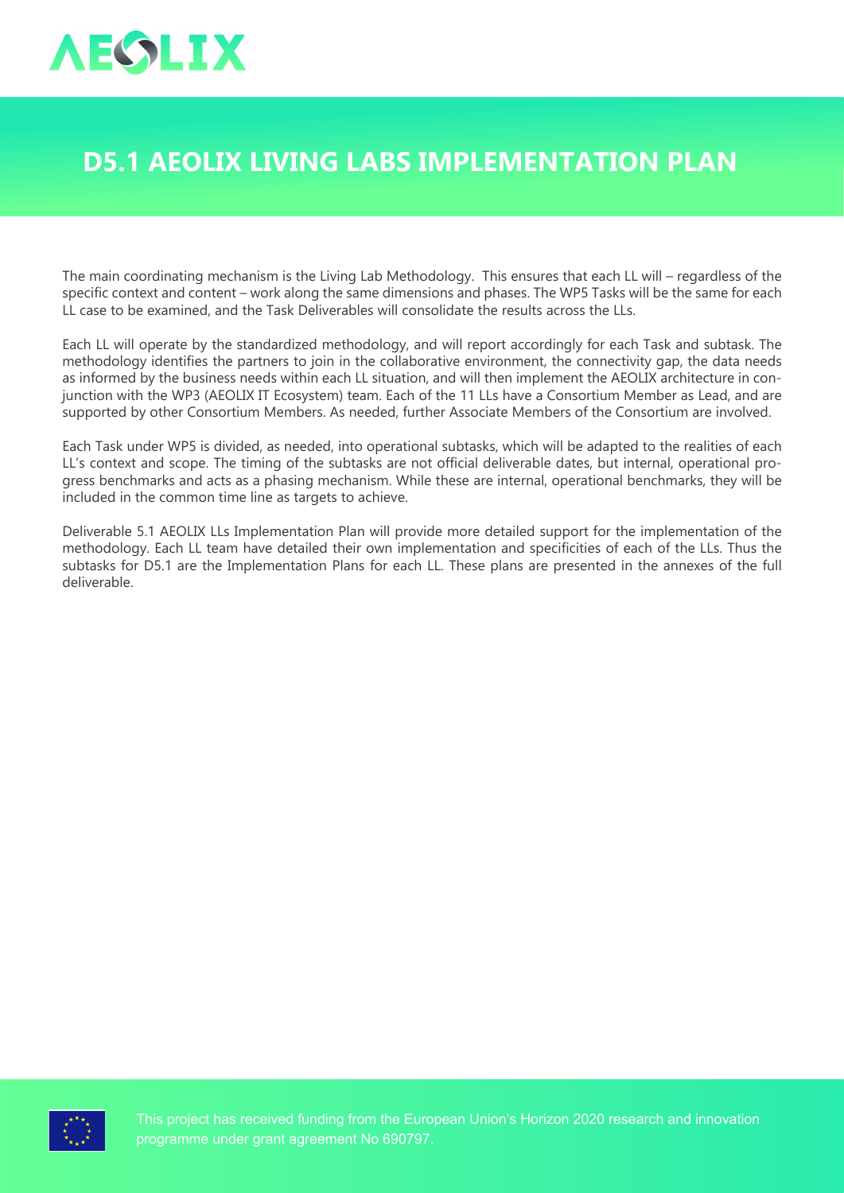# D5.1 AEOLIX LIVING LABS IMPLEMENTATION PLAN

The main coordinating mechanism is the Living Lab Methodology. This ensures that each LL will – regardless of the specific context and content – work along the same dimensions and phases. The WP5 Tasks will be the same for each LL case to be examined, and the Task Deliverables will consolidate the results across the LLs.

Each LL will operate by the standardized methodology, and will report accordingly for each Task and subtask. The methodology identifies the partners to join in the collaborative environment, the connectivity gap, the data needs as informed by the business needs within each LL situation, and will then implement the AEOLIX architecture in conjunction with the WP3 (AEOLIX IT Ecosystem) team. Each of the 11 LLs have a Consortium Member as Lead, and are supported by other Consortium Members. As needed, further Associate Members of the Consortium are involved.

Each Task under WP5 is divided, as needed, into operational subtasks, which will be adapted to the realities of each LL's context and scope. The timing of the subtasks are not official deliverable dates, but internal, operational progress benchmarks and acts as a phasing mechanism. While these are internal, operational benchmarks, they will be included in the common time line as targets to achieve.

Deliverable 5.1 AEOLIX LLs Implementation Plan will provide more detailed support for the implementation of the methodology. Each LL team have detailed their own implementation and specificities of each of the LLs. Thus the subtasks for D5.1 are the Implementation Plans for each LL. These plans are presented in the annexes of the full deliverable.

This project has received funding from the European Union's Horizon 2020 research and innovation programme under grant agreement No 690797.